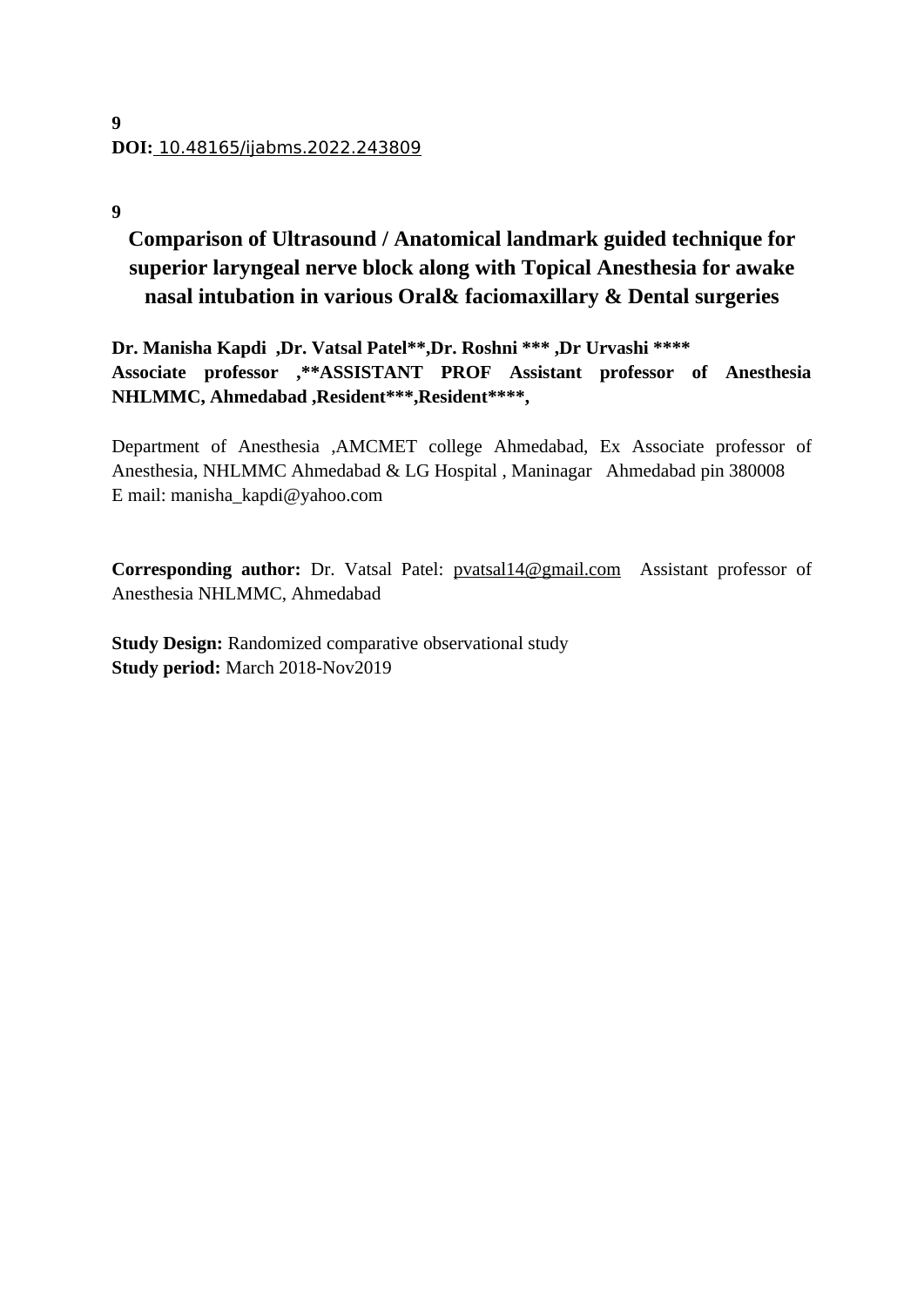**9**

**DOI:** [10.48165/ijabms.2022.243809](https://doi.org/10.48165/ijabms.2022.243809)

**9**

# Comparison of Ultrasound / Anatomical landmark guided technique for superior laryngeal nerve block along with Topical Anesthesia for awake nasal intubation in various Oral& faciomaxillary & Dental surgeries

**Dr. Manisha Kapdi ,Dr. Vatsal Patel\*\*,Dr. Roshni \*\*\* ,Dr Urvashi \*\*\*\***
**Associate professor ,\*\*ASSISTANT PROF Assistant professor of Anesthesia NHLMMC, Ahmedabad ,Resident\*\*\*,Resident\*\*\*\*,**

Department of Anesthesia ,AMCMET college Ahmedabad, Ex Associate professor of Anesthesia, NHLMMC Ahmedabad & LG Hospital , Maninagar Ahmedabad pin 380008
E mail: manisha_kapdi@yahoo.com

**Corresponding author:** Dr. Vatsal Patel: pvatsal14@gmail.com Assistant professor of Anesthesia NHLMMC, Ahmedabad

**Study Design:** Randomized comparative observational study
**Study period:** March 2018-Nov2019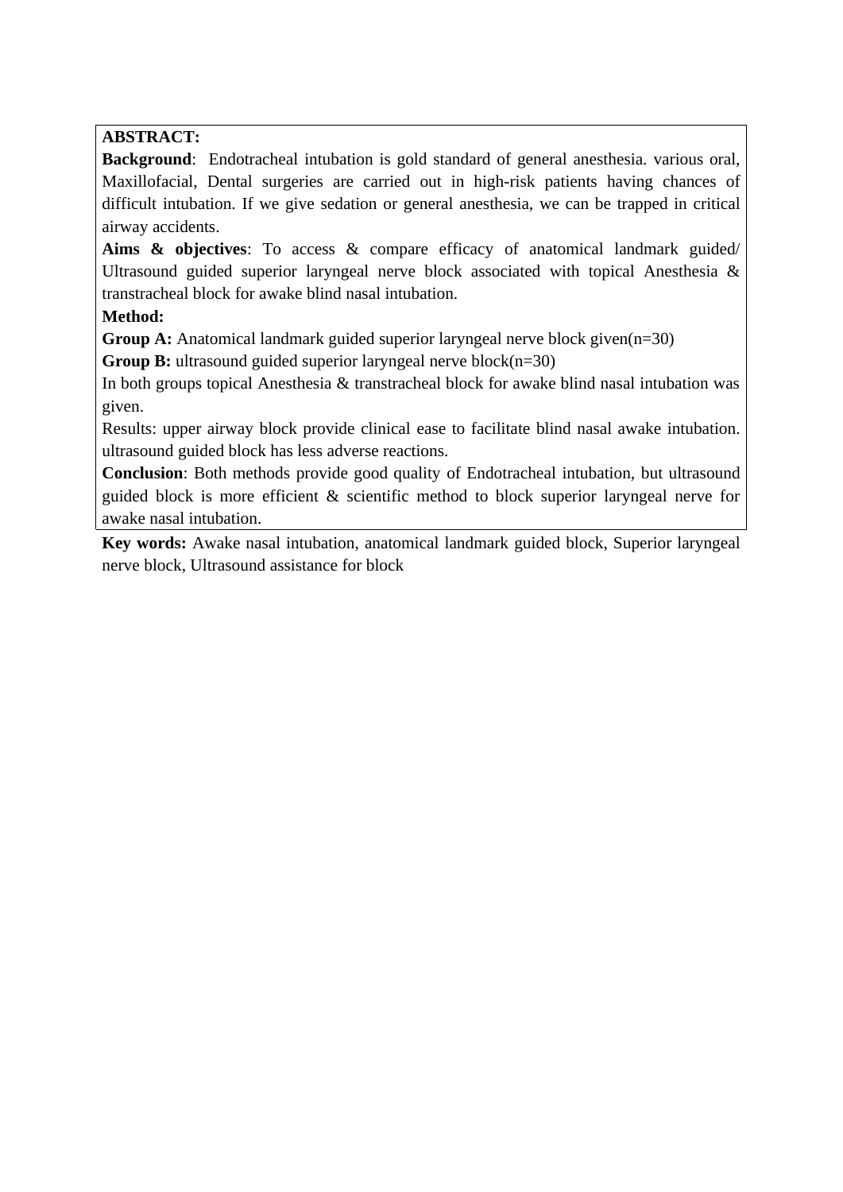**ABSTRACT:**

**Background**: Endotracheal intubation is gold standard of general anesthesia. various oral, Maxillofacial, Dental surgeries are carried out in high-risk patients having chances of difficult intubation. If we give sedation or general anesthesia, we can be trapped in critical airway accidents.

**Aims & objectives**: To access & compare efficacy of anatomical landmark guided/ Ultrasound guided superior laryngeal nerve block associated with topical Anesthesia & transtracheal block for awake blind nasal intubation.

**Method:**

**Group A:** Anatomical landmark guided superior laryngeal nerve block given(n=30)

**Group B:** ultrasound guided superior laryngeal nerve block(n=30)

In both groups topical Anesthesia & transtracheal block for awake blind nasal intubation was given.

Results: upper airway block provide clinical ease to facilitate blind nasal awake intubation. ultrasound guided block has less adverse reactions.

**Conclusion**: Both methods provide good quality of Endotracheal intubation, but ultrasound guided block is more efficient & scientific method to block superior laryngeal nerve for awake nasal intubation.

**Key words:** Awake nasal intubation, anatomical landmark guided block, Superior laryngeal nerve block, Ultrasound assistance for block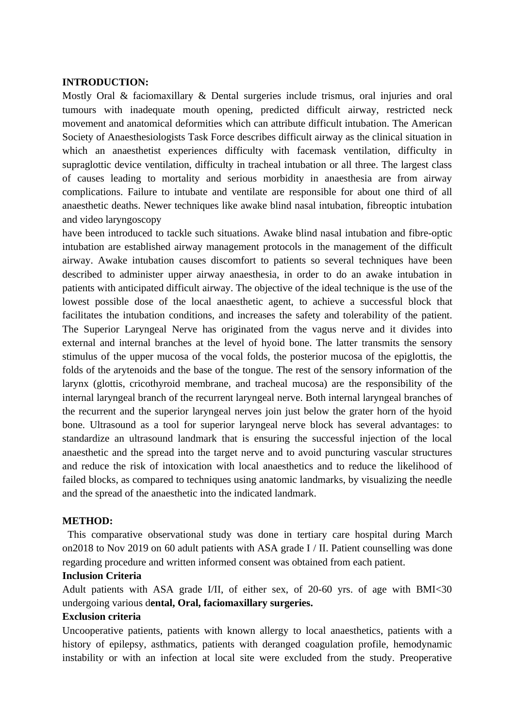**INTRODUCTION:**

Mostly Oral & faciomaxillary & Dental surgeries include trismus, oral injuries and oral tumours with inadequate mouth opening, predicted difficult airway, restricted neck movement and anatomical deformities which can attribute difficult intubation. The American Society of Anaesthesiologists Task Force describes difficult airway as the clinical situation in which an anaesthetist experiences difficulty with facemask ventilation, difficulty in supraglottic device ventilation, difficulty in tracheal intubation or all three. The largest class of causes leading to mortality and serious morbidity in anaesthesia are from airway complications. Failure to intubate and ventilate are responsible for about one third of all anaesthetic deaths. Newer techniques like awake blind nasal intubation, fibreoptic intubation and video laryngoscopy
have been introduced to tackle such situations. Awake blind nasal intubation and fibre-optic intubation are established airway management protocols in the management of the difficult airway. Awake intubation causes discomfort to patients so several techniques have been described to administer upper airway anaesthesia, in order to do an awake intubation in patients with anticipated difficult airway. The objective of the ideal technique is the use of the lowest possible dose of the local anaesthetic agent, to achieve a successful block that facilitates the intubation conditions, and increases the safety and tolerability of the patient. The Superior Laryngeal Nerve has originated from the vagus nerve and it divides into external and internal branches at the level of hyoid bone. The latter transmits the sensory stimulus of the upper mucosa of the vocal folds, the posterior mucosa of the epiglottis, the folds of the arytenoids and the base of the tongue. The rest of the sensory information of the larynx (glottis, cricothyroid membrane, and tracheal mucosa) are the responsibility of the internal laryngeal branch of the recurrent laryngeal nerve. Both internal laryngeal branches of the recurrent and the superior laryngeal nerves join just below the grater horn of the hyoid bone. Ultrasound as a tool for superior laryngeal nerve block has several advantages: to standardize an ultrasound landmark that is ensuring the successful injection of the local anaesthetic and the spread into the target nerve and to avoid puncturing vascular structures and reduce the risk of intoxication with local anaesthetics and to reduce the likelihood of failed blocks, as compared to techniques using anatomic landmarks, by visualizing the needle and the spread of the anaesthetic into the indicated landmark.

**METHOD:**

This comparative observational study was done in tertiary care hospital during March on2018 to Nov 2019 on 60 adult patients with ASA grade I / II. Patient counselling was done regarding procedure and written informed consent was obtained from each patient.

**Inclusion Criteria**

Adult patients with ASA grade I/II, of either sex, of 20-60 yrs. of age with BMI<30 undergoing various d**ental, Oral, faciomaxillary surgeries.**

**Exclusion criteria**

Uncooperative patients, patients with known allergy to local anaesthetics, patients with a history of epilepsy, asthmatics, patients with deranged coagulation profile, hemodynamic instability or with an infection at local site were excluded from the study. Preoperative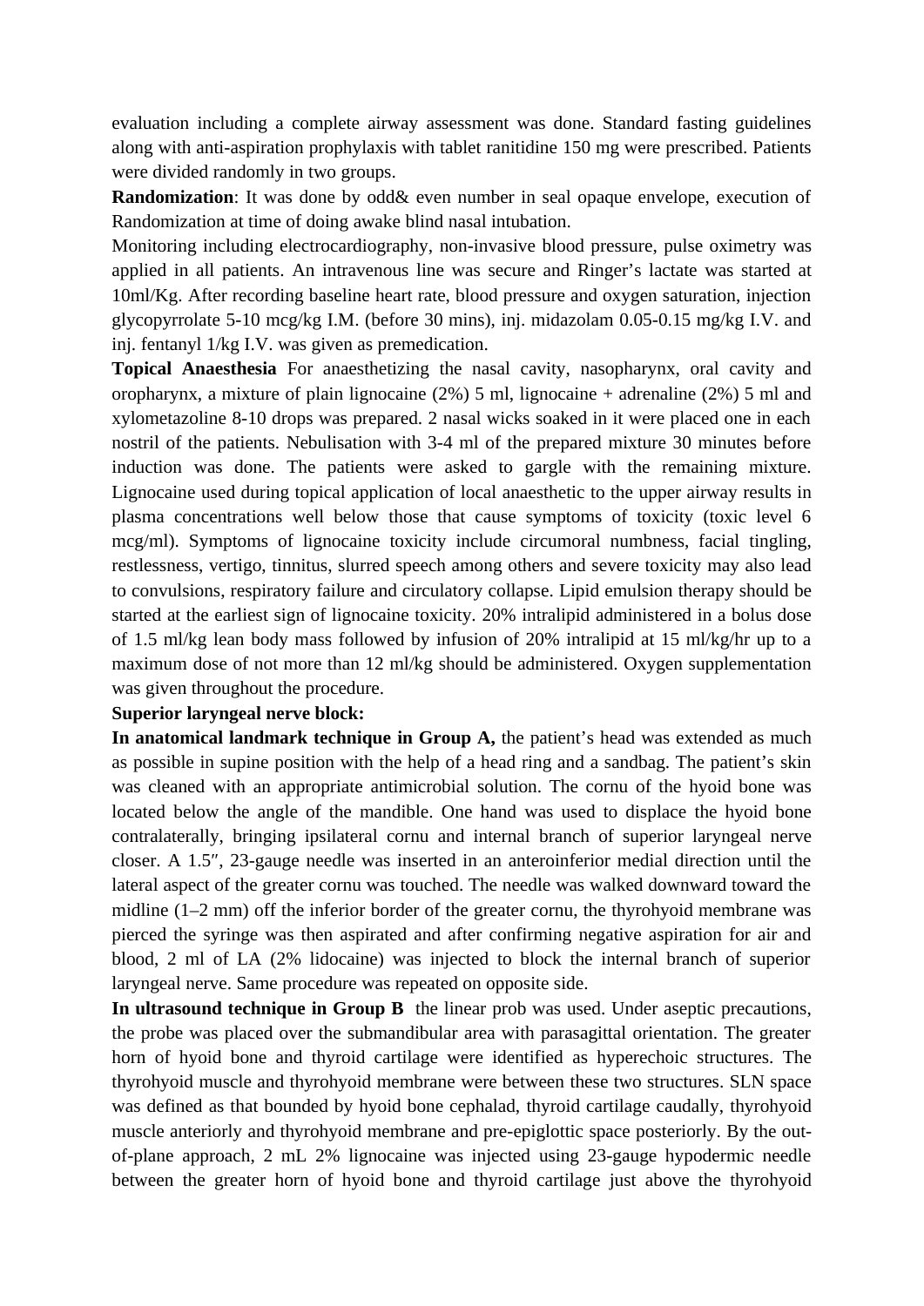evaluation including a complete airway assessment was done. Standard fasting guidelines along with anti-aspiration prophylaxis with tablet ranitidine 150 mg were prescribed. Patients were divided randomly in two groups.

**Randomization**: It was done by odd& even number in seal opaque envelope, execution of Randomization at time of doing awake blind nasal intubation.

Monitoring including electrocardiography, non-invasive blood pressure, pulse oximetry was applied in all patients. An intravenous line was secure and Ringer's lactate was started at 10ml/Kg. After recording baseline heart rate, blood pressure and oxygen saturation, injection glycopyrrolate 5-10 mcg/kg I.M. (before 30 mins), inj. midazolam 0.05-0.15 mg/kg I.V. and inj. fentanyl 1/kg I.V. was given as premedication.

**Topical Anaesthesia** For anaesthetizing the nasal cavity, nasopharynx, oral cavity and oropharynx, a mixture of plain lignocaine (2%) 5 ml, lignocaine + adrenaline (2%) 5 ml and xylometazoline 8-10 drops was prepared. 2 nasal wicks soaked in it were placed one in each nostril of the patients. Nebulisation with 3-4 ml of the prepared mixture 30 minutes before induction was done. The patients were asked to gargle with the remaining mixture. Lignocaine used during topical application of local anaesthetic to the upper airway results in plasma concentrations well below those that cause symptoms of toxicity (toxic level 6 mcg/ml). Symptoms of lignocaine toxicity include circumoral numbness, facial tingling, restlessness, vertigo, tinnitus, slurred speech among others and severe toxicity may also lead to convulsions, respiratory failure and circulatory collapse. Lipid emulsion therapy should be started at the earliest sign of lignocaine toxicity. 20% intralipid administered in a bolus dose of 1.5 ml/kg lean body mass followed by infusion of 20% intralipid at 15 ml/kg/hr up to a maximum dose of not more than 12 ml/kg should be administered. Oxygen supplementation was given throughout the procedure.

**Superior laryngeal nerve block:**

**In anatomical landmark technique in Group A,** the patient's head was extended as much as possible in supine position with the help of a head ring and a sandbag. The patient's skin was cleaned with an appropriate antimicrobial solution. The cornu of the hyoid bone was located below the angle of the mandible. One hand was used to displace the hyoid bone contralaterally, bringing ipsilateral cornu and internal branch of superior laryngeal nerve closer. A 1.5″, 23-gauge needle was inserted in an anteroinferior medial direction until the lateral aspect of the greater cornu was touched. The needle was walked downward toward the midline (1–2 mm) off the inferior border of the greater cornu, the thyrohyoid membrane was pierced the syringe was then aspirated and after confirming negative aspiration for air and blood, 2 ml of LA (2% lidocaine) was injected to block the internal branch of superior laryngeal nerve. Same procedure was repeated on opposite side.

**In ultrasound technique in Group B** the linear prob was used. Under aseptic precautions, the probe was placed over the submandibular area with parasagittal orientation. The greater horn of hyoid bone and thyroid cartilage were identified as hyperechoic structures. The thyrohyoid muscle and thyrohyoid membrane were between these two structures. SLN space was defined as that bounded by hyoid bone cephalad, thyroid cartilage caudally, thyrohyoid muscle anteriorly and thyrohyoid membrane and pre-epiglottic space posteriorly. By the out-of-plane approach, 2 mL 2% lignocaine was injected using 23-gauge hypodermic needle between the greater horn of hyoid bone and thyroid cartilage just above the thyrohyoid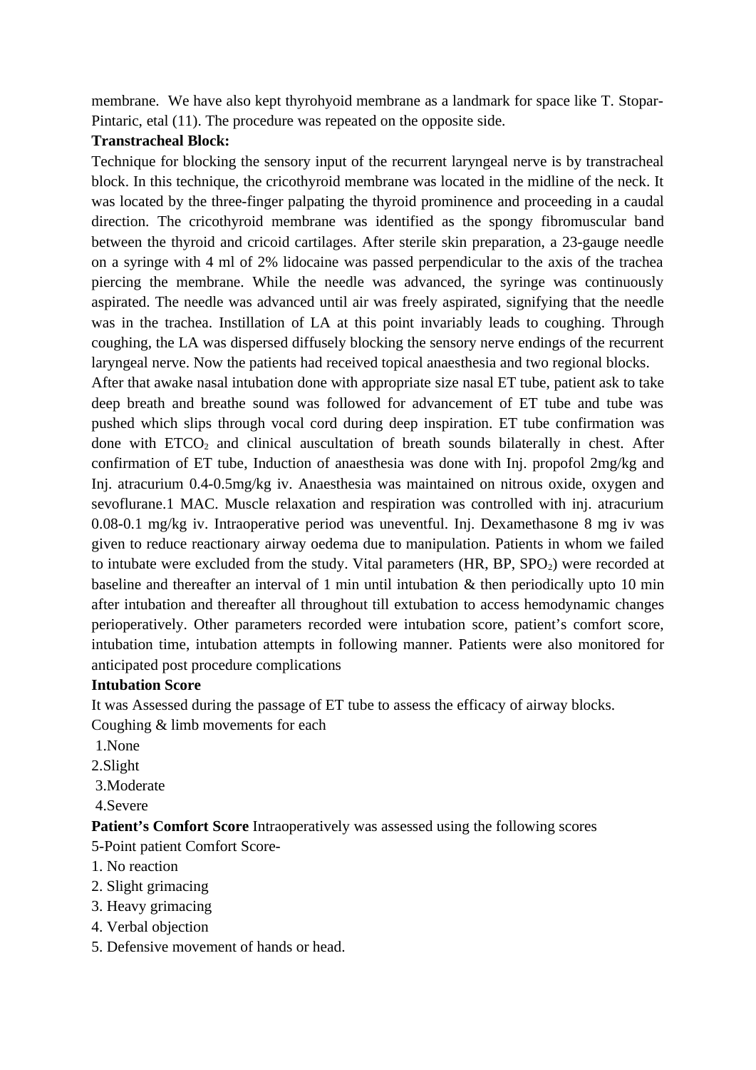membrane. We have also kept thyrohyoid membrane as a landmark for space like T. Stopar-Pintaric, etal (11). The procedure was repeated on the opposite side.

**Transtracheal Block:**

Technique for blocking the sensory input of the recurrent laryngeal nerve is by transtracheal block. In this technique, the cricothyroid membrane was located in the midline of the neck. It was located by the three-finger palpating the thyroid prominence and proceeding in a caudal direction. The cricothyroid membrane was identified as the spongy fibromuscular band between the thyroid and cricoid cartilages. After sterile skin preparation, a 23-gauge needle on a syringe with 4 ml of 2% lidocaine was passed perpendicular to the axis of the trachea piercing the membrane. While the needle was advanced, the syringe was continuously aspirated. The needle was advanced until air was freely aspirated, signifying that the needle was in the trachea. Instillation of LA at this point invariably leads to coughing. Through coughing, the LA was dispersed diffusely blocking the sensory nerve endings of the recurrent laryngeal nerve. Now the patients had received topical anaesthesia and two regional blocks.

After that awake nasal intubation done with appropriate size nasal ET tube, patient ask to take deep breath and breathe sound was followed for advancement of ET tube and tube was pushed which slips through vocal cord during deep inspiration. ET tube confirmation was done with $ETCO_2$ and clinical auscultation of breath sounds bilaterally in chest. After confirmation of ET tube, Induction of anaesthesia was done with Inj. propofol 2mg/kg and Inj. atracurium 0.4-0.5mg/kg iv. Anaesthesia was maintained on nitrous oxide, oxygen and sevoflurane.1 MAC. Muscle relaxation and respiration was controlled with inj. atracurium 0.08-0.1 mg/kg iv. Intraoperative period was uneventful. Inj. Dexamethasone 8 mg iv was given to reduce reactionary airway oedema due to manipulation. Patients in whom we failed to intubate were excluded from the study. Vital parameters (HR, BP, $SPO_2$) were recorded at baseline and thereafter an interval of 1 min until intubation & then periodically upto 10 min after intubation and thereafter all throughout till extubation to access hemodynamic changes perioperatively. Other parameters recorded were intubation score, patient's comfort score, intubation time, intubation attempts in following manner. Patients were also monitored for anticipated post procedure complications

**Intubation Score**

It was Assessed during the passage of ET tube to assess the efficacy of airway blocks.

Coughing & limb movements for each

1. None
2. Slight
3. Moderate
4. Severe

**Patient's Comfort Score** Intraoperatively was assessed using the following scores

5-Point patient Comfort Score-

1. No reaction
2. Slight grimacing
3. Heavy grimacing
4. Verbal objection
5. Defensive movement of hands or head.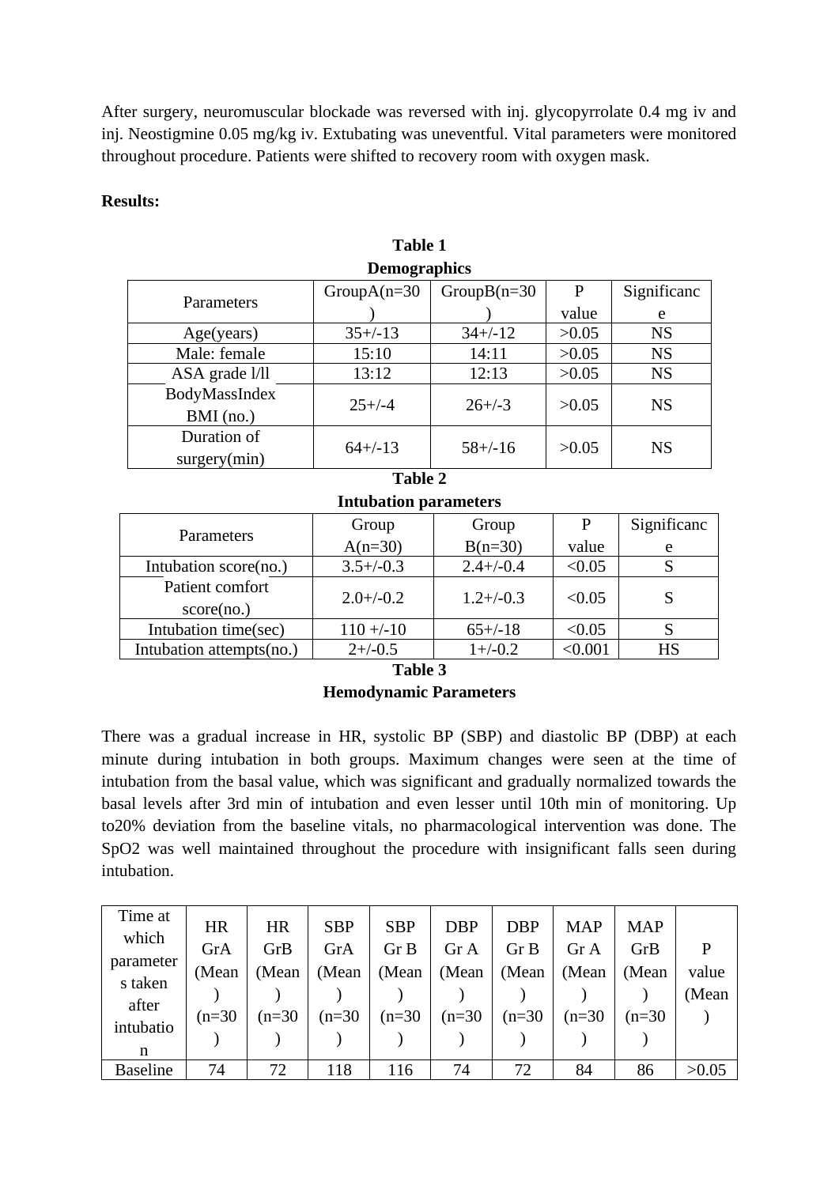After surgery, neuromuscular blockade was reversed with inj. glycopyrrolate 0.4 mg iv and inj. Neostigmine 0.05 mg/kg iv. Extubating was uneventful. Vital parameters were monitored throughout procedure. Patients were shifted to recovery room with oxygen mask.

**Results:**

**Table 1**
**Demographics**

| Parameters | GroupA(n=30) | GroupB(n=30) | P value | Significance |
|---|---|---|---|---|
| Age(years) | 35+/-13 | 34+/-12 | >0.05 | NS |
| Male: female | 15:10 | 14:11 | >0.05 | NS |
| ASA grade l/ll | 13:12 | 12:13 | >0.05 | NS |
| BodyMassIndex BMI (no.) | 25+/-4 | 26+/-3 | >0.05 | NS |
| Duration of surgery(min) | 64+/-13 | 58+/-16 | >0.05 | NS |

**Table 2**
**Intubation parameters**

| Parameters | Group A(n=30) | Group B(n=30) | P value | Significance |
|---|---|---|---|---|
| Intubation score(no.) | 3.5+/-0.3 | 2.4+/-0.4 | <0.05 | S |
| Patient comfort score(no.) | 2.0+/-0.2 | 1.2+/-0.3 | <0.05 | S |
| Intubation time(sec) | 110 +/-10 | 65+/-18 | <0.05 | S |
| Intubation attempts(no.) | 2+/-0.5 | 1+/-0.2 | <0.001 | HS |

**Table 3**
**Hemodynamic Parameters**

There was a gradual increase in HR, systolic BP (SBP) and diastolic BP (DBP) at each minute during intubation in both groups. Maximum changes were seen at the time of intubation from the basal value, which was significant and gradually normalized towards the basal levels after 3rd min of intubation and even lesser until 10th min of monitoring. Up to20% deviation from the baseline vitals, no pharmacological intervention was done. The SpO2 was well maintained throughout the procedure with insignificant falls seen during intubation.

| Time at which parameters taken after intubation | HR GrA (Mean) (n=30) | HR GrB (Mean) (n=30) | SBP GrA (Mean) (n=30) | SBP Gr B (Mean) (n=30) | DBP Gr A (Mean) (n=30) | DBP Gr B (Mean) (n=30) | MAP Gr A (Mean) (n=30) | MAP GrB (Mean) (n=30) | P value (Mean) |
|---|---|---|---|---|---|---|---|---|---|
| Baseline | 74 | 72 | 118 | 116 | 74 | 72 | 84 | 86 | >0.05 |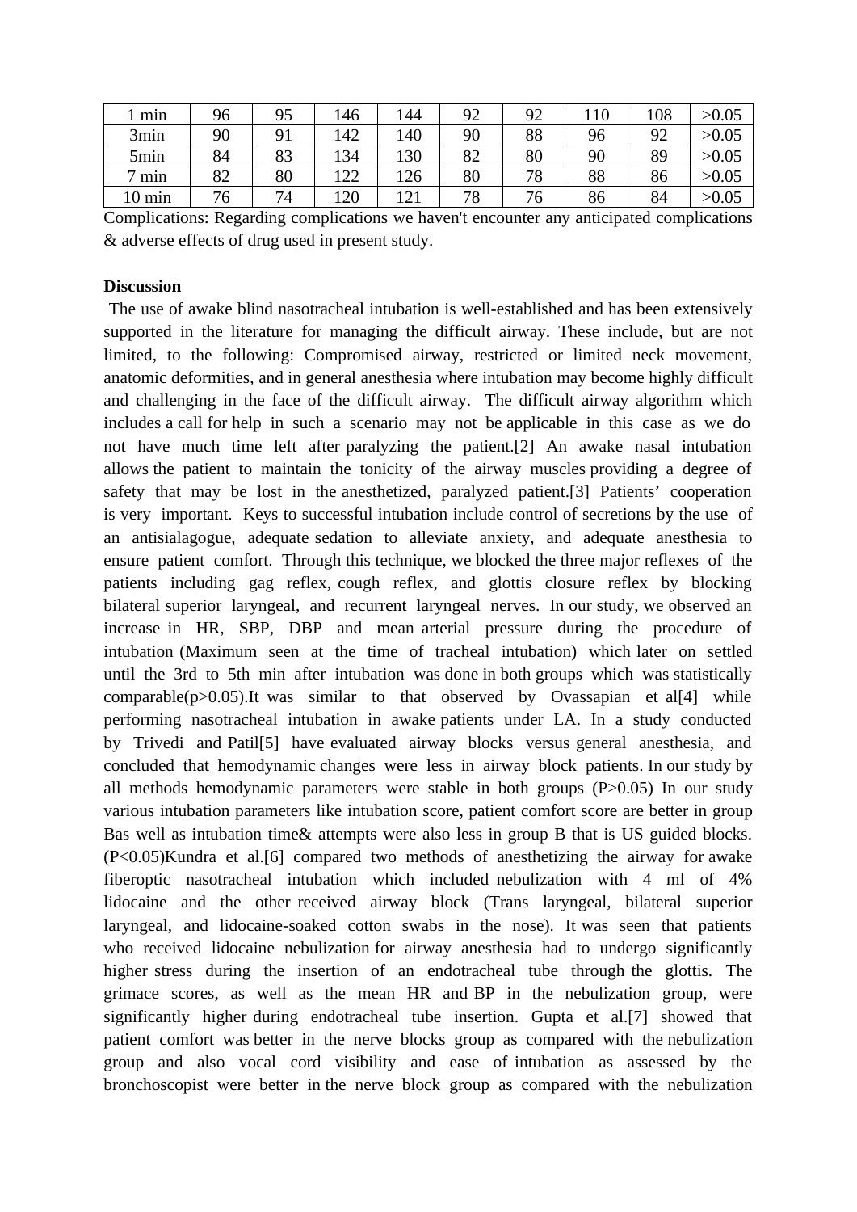| 1 min | 96 | 95 | 146 | 144 | 92 | 92 | 110 | 108 | >0.05 |
|---|---|---|---|---|---|---|---|---|---|
| 3min | 90 | 91 | 142 | 140 | 90 | 88 | 96 | 92 | >0.05 |
| 5min | 84 | 83 | 134 | 130 | 82 | 80 | 90 | 89 | >0.05 |
| 7 min | 82 | 80 | 122 | 126 | 80 | 78 | 88 | 86 | >0.05 |
| 10 min | 76 | 74 | 120 | 121 | 78 | 76 | 86 | 84 | >0.05 |

Complications: Regarding complications we haven't encounter any anticipated complications & adverse effects of drug used in present study.

**Discussion**

The use of awake blind nasotracheal intubation is well-established and has been extensively supported in the literature for managing the difficult airway. These include, but are not limited, to the following: Compromised airway, restricted or limited neck movement, anatomic deformities, and in general anesthesia where intubation may become highly difficult and challenging in the face of the difficult airway. The difficult airway algorithm which includes a call for help in such a scenario may not be applicable in this case as we do not have much time left after paralyzing the patient.[2] An awake nasal intubation allows the patient to maintain the tonicity of the airway muscles providing a degree of safety that may be lost in the anesthetized, paralyzed patient.[3] Patients' cooperation is very important. Keys to successful intubation include control of secretions by the use of an antisialagogue, adequate sedation to alleviate anxiety, and adequate anesthesia to ensure patient comfort. Through this technique, we blocked the three major reflexes of the patients including gag reflex, cough reflex, and glottis closure reflex by blocking bilateral superior laryngeal, and recurrent laryngeal nerves. In our study, we observed an increase in HR, SBP, DBP and mean arterial pressure during the procedure of intubation (Maximum seen at the time of tracheal intubation) which later on settled until the 3rd to 5th min after intubation was done in both groups which was statistically comparable($p>0.05$).It was similar to that observed by Ovassapian et al[4] while performing nasotracheal intubation in awake patients under LA. In a study conducted by Trivedi and Patil[5] have evaluated airway blocks versus general anesthesia, and concluded that hemodynamic changes were less in airway block patients. In our study by all methods hemodynamic parameters were stable in both groups ($P>0.05$) In our study various intubation parameters like intubation score, patient comfort score are better in group Bas well as intubation time& attempts were also less in group B that is US guided blocks. ($P<0.05$)Kundra et al.[6] compared two methods of anesthetizing the airway for awake fiberoptic nasotracheal intubation which included nebulization with 4 ml of 4% lidocaine and the other received airway block (Trans laryngeal, bilateral superior laryngeal, and lidocaine-soaked cotton swabs in the nose). It was seen that patients who received lidocaine nebulization for airway anesthesia had to undergo significantly higher stress during the insertion of an endotracheal tube through the glottis. The grimace scores, as well as the mean HR and BP in the nebulization group, were significantly higher during endotracheal tube insertion. Gupta et al.[7] showed that patient comfort was better in the nerve blocks group as compared with the nebulization group and also vocal cord visibility and ease of intubation as assessed by the bronchoscopist were better in the nerve block group as compared with the nebulization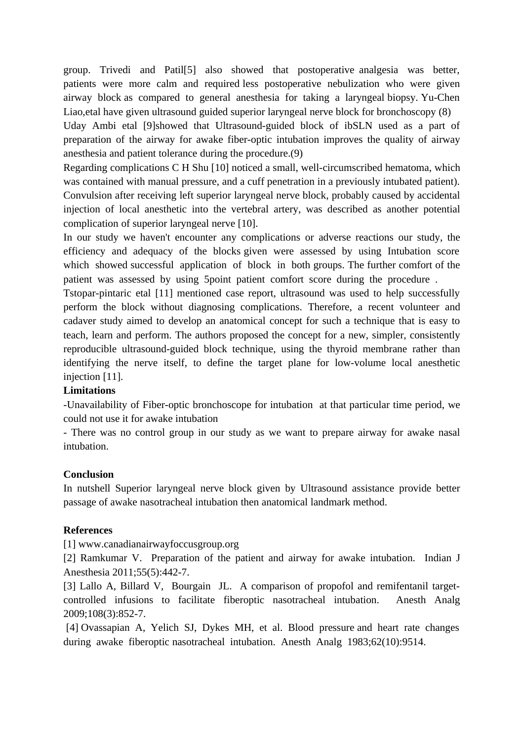group. Trivedi and Patil[5] also showed that postoperative analgesia was better, patients were more calm and required less postoperative nebulization who were given airway block as compared to general anesthesia for taking a laryngeal biopsy. Yu-Chen Liao,etal have given ultrasound guided superior laryngeal nerve block for bronchoscopy (8)

Uday Ambi etal [9]showed that Ultrasound-guided block of ibSLN used as a part of preparation of the airway for awake fiber-optic intubation improves the quality of airway anesthesia and patient tolerance during the procedure.(9)

Regarding complications C H Shu [10] noticed a small, well-circumscribed hematoma, which was contained with manual pressure, and a cuff penetration in a previously intubated patient). Convulsion after receiving left superior laryngeal nerve block, probably caused by accidental injection of local anesthetic into the vertebral artery, was described as another potential complication of superior laryngeal nerve [10].

In our study we haven't encounter any complications or adverse reactions our study, the efficiency and adequacy of the blocks given were assessed by using Intubation score which showed successful application of block in both groups. The further comfort of the patient was assessed by using 5point patient comfort score during the procedure .

Tstopar-pintaric etal [11] mentioned case report, ultrasound was used to help successfully perform the block without diagnosing complications. Therefore, a recent volunteer and cadaver study aimed to develop an anatomical concept for such a technique that is easy to teach, learn and perform. The authors proposed the concept for a new, simpler, consistently reproducible ultrasound-guided block technique, using the thyroid membrane rather than identifying the nerve itself, to define the target plane for low-volume local anesthetic injection [11].

**Limitations**

-Unavailability of Fiber-optic bronchoscope for intubation at that particular time period, we could not use it for awake intubation

- There was no control group in our study as we want to prepare airway for awake nasal intubation.

**Conclusion**

In nutshell Superior laryngeal nerve block given by Ultrasound assistance provide better passage of awake nasotracheal intubation then anatomical landmark method.

**References**

[1] www.canadianairwayfoccusgroup.org

[2] Ramkumar V. Preparation of the patient and airway for awake intubation. Indian J Anesthesia 2011;55(5):442-7.

[3] Lallo A, Billard V, Bourgain JL. A comparison of propofol and remifentanil target-controlled infusions to facilitate fiberoptic nasotracheal intubation. Anesth Analg 2009;108(3):852-7.

[4] Ovassapian A, Yelich SJ, Dykes MH, et al. Blood pressure and heart rate changes during awake fiberoptic nasotracheal intubation. Anesth Analg 1983;62(10):9514.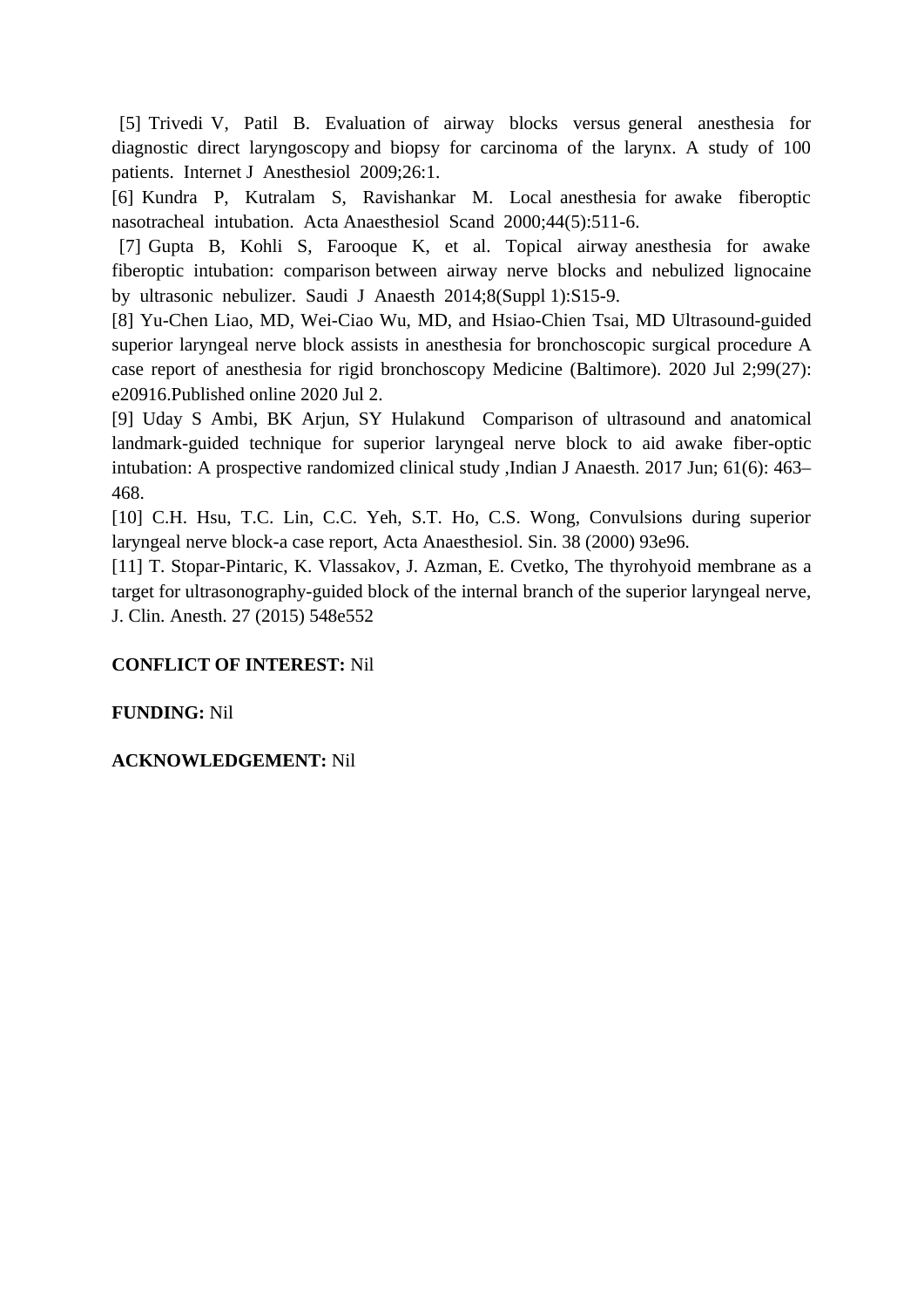[5] Trivedi V, Patil B. Evaluation of airway blocks versus general anesthesia for diagnostic direct laryngoscopy and biopsy for carcinoma of the larynx. A study of 100 patients. Internet J Anesthesiol 2009;26:1.

[6] Kundra P, Kutralam S, Ravishankar M. Local anesthesia for awake fiberoptic nasotracheal intubation. Acta Anaesthesiol Scand 2000;44(5):511-6.

[7] Gupta B, Kohli S, Farooque K, et al. Topical airway anesthesia for awake fiberoptic intubation: comparison between airway nerve blocks and nebulized lignocaine by ultrasonic nebulizer. Saudi J Anaesth 2014;8(Suppl 1):S15-9.

[8] Yu-Chen Liao, MD, Wei-Ciao Wu, MD, and Hsiao-Chien Tsai, MD Ultrasound-guided superior laryngeal nerve block assists in anesthesia for bronchoscopic surgical procedure A case report of anesthesia for rigid bronchoscopy Medicine (Baltimore). 2020 Jul 2;99(27): e20916.Published online 2020 Jul 2.

[9] Uday S Ambi, BK Arjun, SY Hulakund Comparison of ultrasound and anatomical landmark-guided technique for superior laryngeal nerve block to aid awake fiber-optic intubation: A prospective randomized clinical study ,Indian J Anaesth. 2017 Jun; 61(6): 463–468.

[10] C.H. Hsu, T.C. Lin, C.C. Yeh, S.T. Ho, C.S. Wong, Convulsions during superior laryngeal nerve block-a case report, Acta Anaesthesiol. Sin. 38 (2000) 93e96.

[11] T. Stopar-Pintaric, K. Vlassakov, J. Azman, E. Cvetko, The thyrohyoid membrane as a target for ultrasonography-guided block of the internal branch of the superior laryngeal nerve, J. Clin. Anesth. 27 (2015) 548e552

**CONFLICT OF INTEREST:** Nil

**FUNDING:** Nil

**ACKNOWLEDGEMENT:** Nil